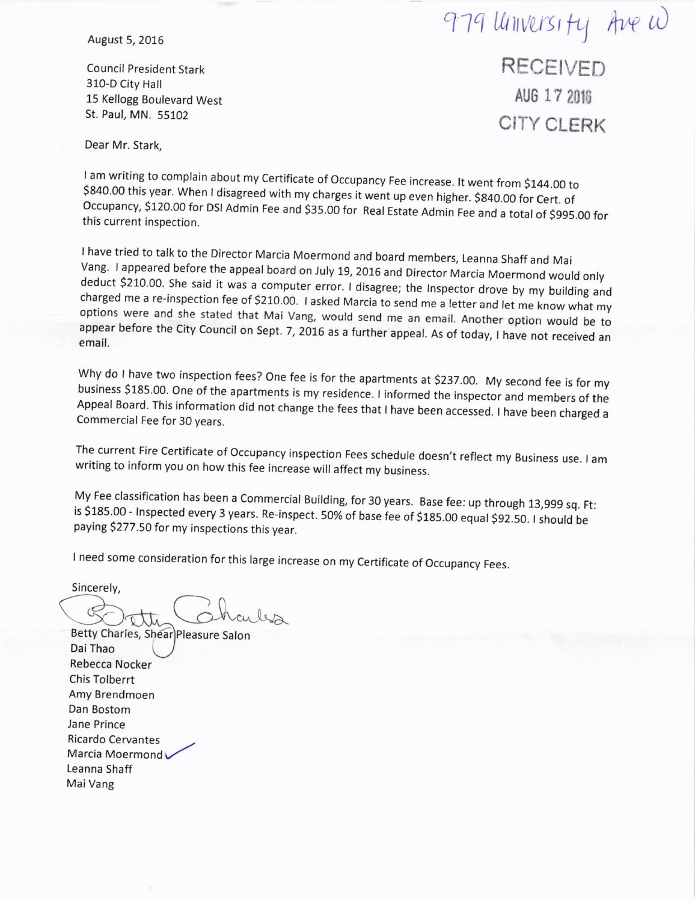August 5, 2016

979 University Ave W

RECEIVED
AUG 17 2016
CITY CLERK

Council President Stark
310-D City Hall
15 Kellogg Boulevard West
St. Paul, MN. 55102

Dear Mr. Stark,

I am writing to complain about my Certificate of Occupancy Fee increase. It went from $144.00 to $840.00 this year. When I disagreed with my charges it went up even higher. $840.00 for Cert. of Occupancy, $120.00 for DSI Admin Fee and $35.00 for Real Estate Admin Fee and a total of $995.00 for this current inspection.

I have tried to talk to the Director Marcia Moermond and board members, Leanna Shaff and Mai Vang. I appeared before the appeal board on July 19, 2016 and Director Marcia Moermond would only deduct $210.00. She said it was a computer error. I disagree; the Inspector drove by my building and charged me a re-inspection fee of $210.00. I asked Marcia to send me a letter and let me know what my options were and she stated that Mai Vang, would send me an email. Another option would be to appear before the City Council on Sept. 7, 2016 as a further appeal. As of today, I have not received an email.

Why do I have two inspection fees? One fee is for the apartments at $237.00. My second fee is for my business $185.00. One of the apartments is my residence. I informed the inspector and members of the Appeal Board. This information did not change the fees that I have been accessed. I have been charged a Commercial Fee for 30 years.

The current Fire Certificate of Occupancy inspection Fees schedule doesn't reflect my Business use. I am writing to inform you on how this fee increase will affect my business.

My Fee classification has been a Commercial Building, for 30 years. Base fee: up through 13,999 sq. Ft: is $185.00 - Inspected every 3 years. Re-inspect. 50% of base fee of $185.00 equal $92.50. I should be paying $277.50 for my inspections this year.

I need some consideration for this large increase on my Certificate of Occupancy Fees.

Sincerely,

Betty Charles

Betty Charles, Shear Pleasure Salon
Dai Thao
Rebecca Nocker
Chis Tolberrt
Amy Brendmoen
Dan Bostom
Jane Prince
Ricardo Cervantes
Marcia Moermond ✓
Leanna Shaff
Mai Vang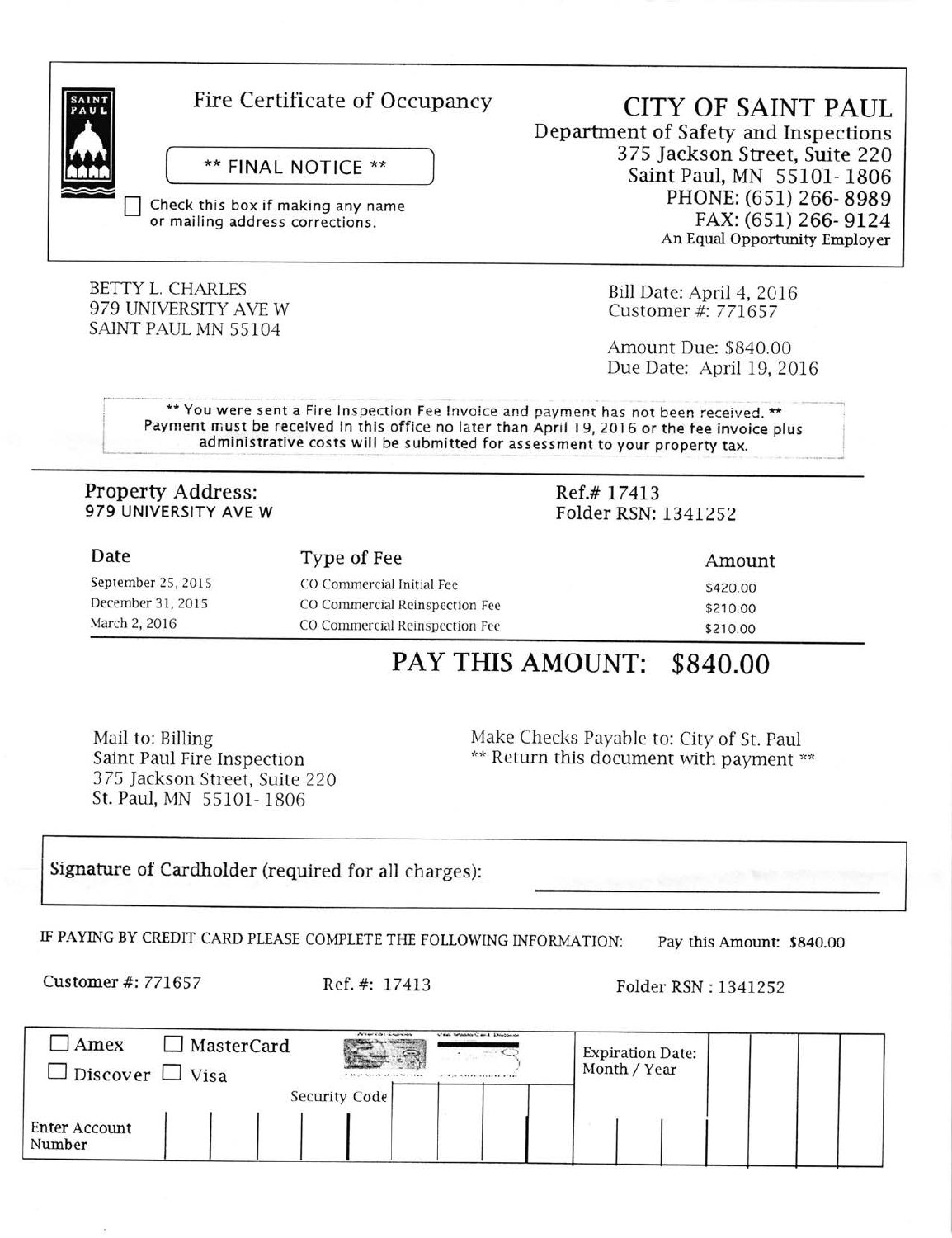SAINT PAUL

# Fire Certificate of Occupancy

** FINAL NOTICE **

☐ Check this box if making any name or mailing address corrections.

## CITY OF SAINT PAUL

Department of Safety and Inspections
375 Jackson Street, Suite 220
Saint Paul, MN 55101-1806
PHONE: (651) 266-8989
FAX: (651) 266-9124
An Equal Opportunity Employer

BETTY L. CHARLES
979 UNIVERSITY AVE W
SAINT PAUL MN 55104

Bill Date: April 4, 2016
Customer #: 771657

Amount Due: $840.00
Due Date: April 19, 2016

** You were sent a Fire Inspection Fee Invoice and payment has not been received. **
Payment must be received in this office no later than April 19, 2016 or the fee invoice plus administrative costs will be submitted for assessment to your property tax.

**Property Address:**
979 UNIVERSITY AVE W

Ref.# 17413
Folder RSN: 1341252

| Date | Type of Fee | Amount |
|---|---|---|
| September 25, 2015 | CO Commercial Initial Fee | $420.00 |
| December 31, 2015 | CO Commercial Reinspection Fee | $210.00 |
| March 2, 2016 | CO Commercial Reinspection Fee | $210.00 |

## PAY THIS AMOUNT: $840.00

Mail to: Billing
Saint Paul Fire Inspection
375 Jackson Street, Suite 220
St. Paul, MN 55101-1806

Make Checks Payable to: City of St. Paul
** Return this document with payment **

Signature of Cardholder (required for all charges): ____________________

IF PAYING BY CREDIT CARD PLEASE COMPLETE THE FOLLOWING INFORMATION: Pay this Amount: $840.00

Customer #: 771657 Ref. #: 17413 Folder RSN : 1341252

☐ Amex ☐ MasterCard
☐ Discover ☐ Visa

Security Code

Expiration Date: Month / Year

Enter Account Number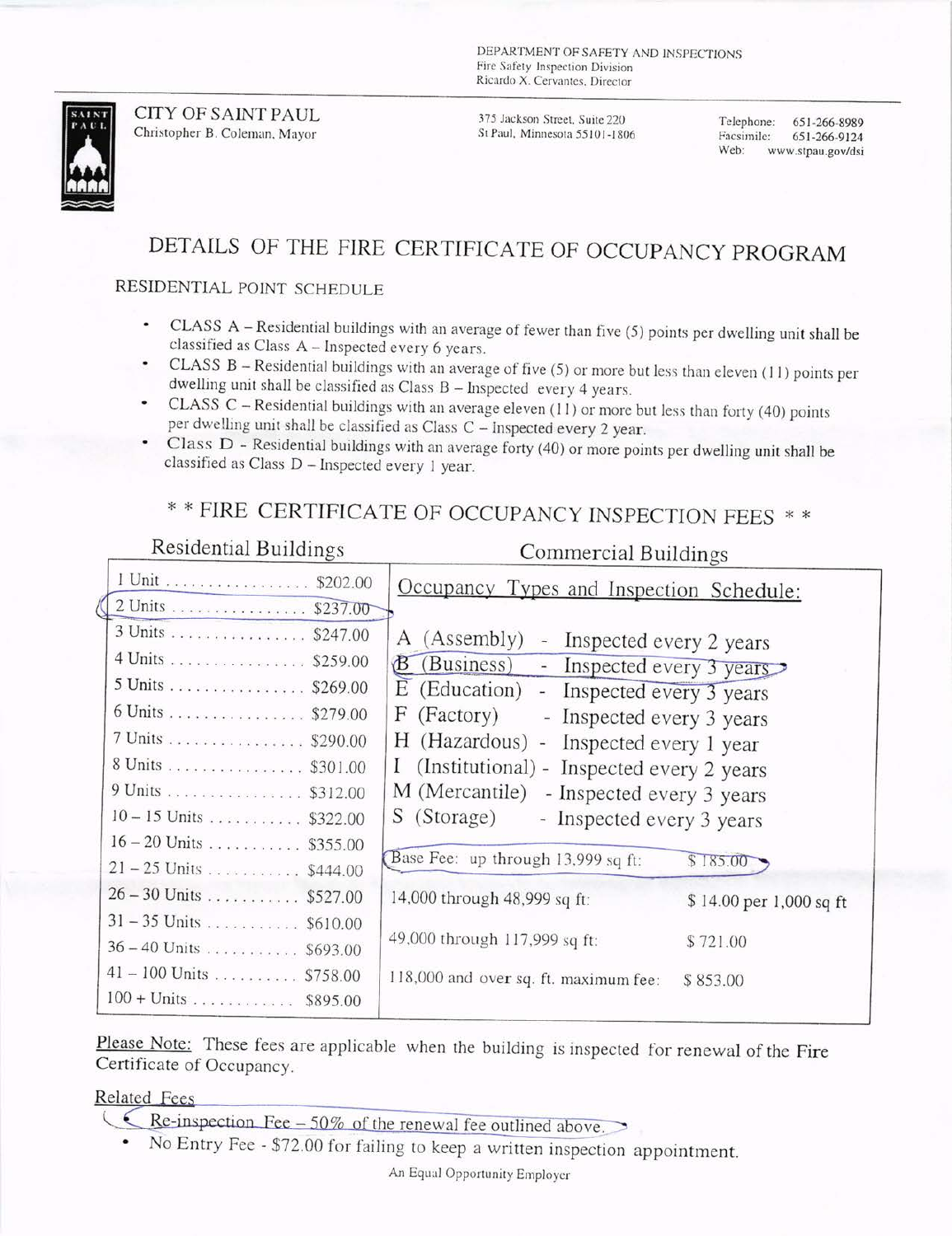DEPARTMENT OF SAFETY AND INSPECTIONS
Fire Safety Inspection Division
Ricardo X. Cervantes, Director

CITY OF SAINT PAUL
Christopher B. Coleman, Mayor

375 Jackson Street, Suite 220
St Paul, Minnesota 55101-1806

Telephone: 651-266-8989
Facsimile: 651-266-9124
Web: www.stpau.gov/dsi

# DETAILS OF THE FIRE CERTIFICATE OF OCCUPANCY PROGRAM

## RESIDENTIAL POINT SCHEDULE

- CLASS A – Residential buildings with an average of fewer than five (5) points per dwelling unit shall be classified as Class A – Inspected every 6 years.
- CLASS B – Residential buildings with an average of five (5) or more but less than eleven (11) points per dwelling unit shall be classified as Class B – Inspected every 4 years.
- CLASS C – Residential buildings with an average eleven (11) or more but less than forty (40) points per dwelling unit shall be classified as Class C – Inspected every 2 year.
- Class D - Residential buildings with an average forty (40) or more points per dwelling unit shall be classified as Class D – Inspected every 1 year.

## \* \* FIRE CERTIFICATE OF OCCUPANCY INSPECTION FEES \* \*

### Residential Buildings

| Units | Fee |
|---|---|
| 1 Unit | $202.00 |
| 2 Units | $237.00 |
| 3 Units | $247.00 |
| 4 Units | $259.00 |
| 5 Units | $269.00 |
| 6 Units | $279.00 |
| 7 Units | $290.00 |
| 8 Units | $301.00 |
| 9 Units | $312.00 |
| 10 – 15 Units | $322.00 |
| 16 – 20 Units | $355.00 |
| 21 – 25 Units | $444.00 |
| 26 – 30 Units | $527.00 |
| 31 – 35 Units | $610.00 |
| 36 – 40 Units | $693.00 |
| 41 – 100 Units | $758.00 |
| 100 + Units | $895.00 |

### Commercial Buildings

Occupancy Types and Inspection Schedule:

- A (Assembly) - Inspected every 2 years
- B (Business) - Inspected every 3 years
- E (Education) - Inspected every 3 years
- F (Factory) - Inspected every 3 years
- H (Hazardous) - Inspected every 1 year
- I (Institutional) - Inspected every 2 years
- M (Mercantile) - Inspected every 3 years
- S (Storage) - Inspected every 3 years

| Square Footage | Fee |
|---|---|
| Base Fee: up through 13,999 sq ft: | $ 185.00 |
| 14,000 through 48,999 sq ft: | $ 14.00 per 1,000 sq ft |
| 49,000 through 117,999 sq ft: | $ 721.00 |
| 118,000 and over sq. ft. maximum fee: | $ 853.00 |

Please Note: These fees are applicable when the building is inspected for renewal of the Fire Certificate of Occupancy.

Related Fees

- Re-inspection Fee – 50% of the renewal fee outlined above.
- No Entry Fee - $72.00 for failing to keep a written inspection appointment.

An Equal Opportunity Employer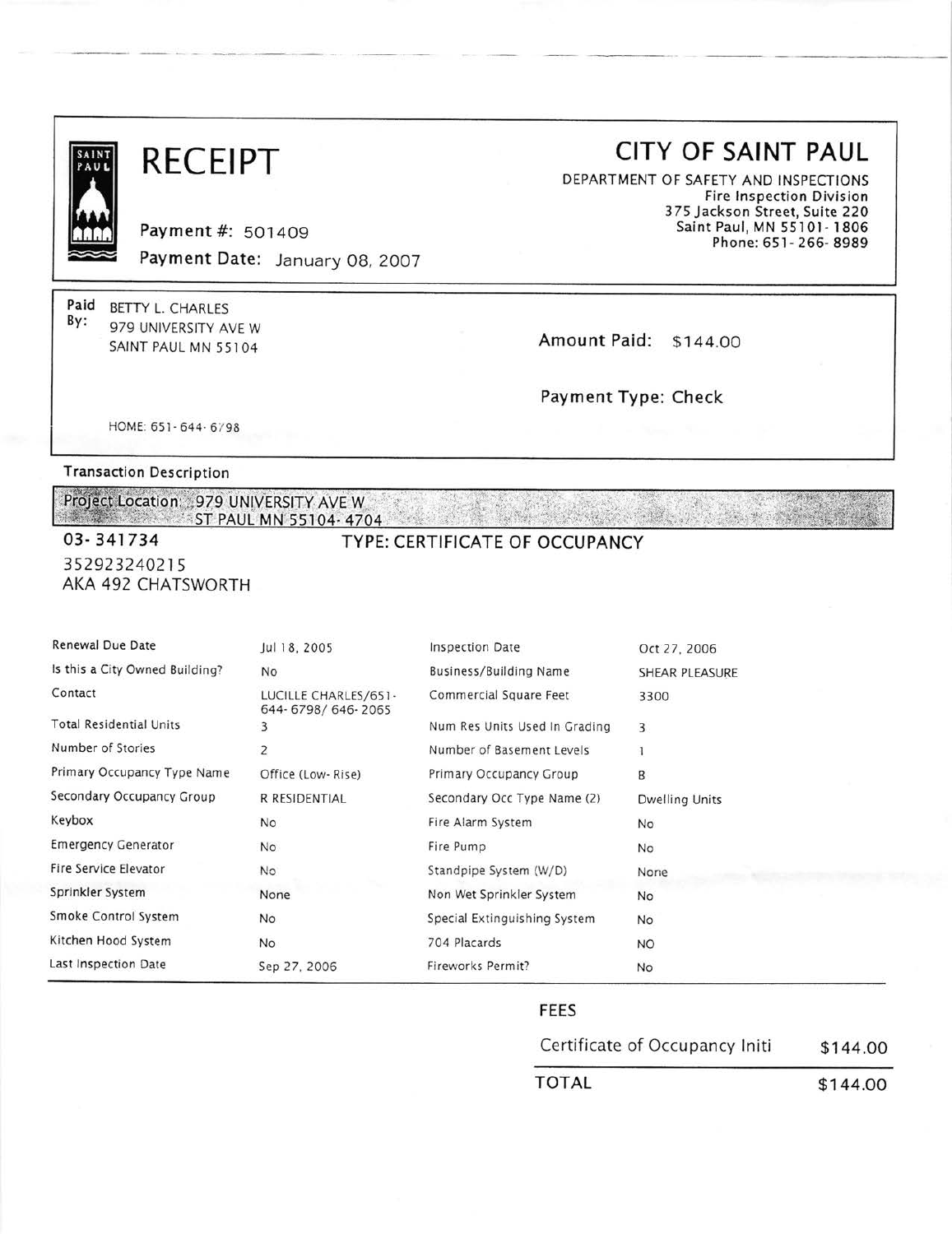# RECEIPT

**Payment #:** 501409

**Payment Date:** January 08, 2007

## CITY OF SAINT PAUL

DEPARTMENT OF SAFETY AND INSPECTIONS
Fire Inspection Division
375 Jackson Street, Suite 220
Saint Paul, MN 55101-1806
Phone: 651-266-8989

**Paid By:** BETTY L. CHARLES
979 UNIVERSITY AVE W
SAINT PAUL MN 55104

HOME: 651-644-6798

**Amount Paid:** $144.00

**Payment Type:** Check

**Transaction Description**

**Project Location:** 979 UNIVERSITY AVE W
ST PAUL MN 55104-4704

**03-341734** TYPE: CERTIFICATE OF OCCUPANCY

352923240215
AKA 492 CHATSWORTH

| | | | |
|---|---|---|---|
| Renewal Due Date | Jul 18, 2005 | Inspection Date | Oct 27, 2006 |
| Is this a City Owned Building? | No | Business/Building Name | SHEAR PLEASURE |
| Contact | LUCILLE CHARLES/651-644-6798/646-2065 | Commercial Square Feet | 3300 |
| Total Residential Units | 3 | Num Res Units Used In Grading | 3 |
| Number of Stories | 2 | Number of Basement Levels | 1 |
| Primary Occupancy Type Name | Office (Low-Rise) | Primary Occupancy Group | B |
| Secondary Occupancy Group | R RESIDENTIAL | Secondary Occ Type Name (2) | Dwelling Units |
| Keybox | No | Fire Alarm System | No |
| Emergency Generator | No | Fire Pump | No |
| Fire Service Elevator | No | Standpipe System (W/D) | None |
| Sprinkler System | None | Non Wet Sprinkler System | No |
| Smoke Control System | No | Special Extinguishing System | No |
| Kitchen Hood System | No | 704 Placards | NO |
| Last Inspection Date | Sep 27, 2006 | Fireworks Permit? | No |

**FEES**

| | |
|---|---|
| Certificate of Occupancy Initi | $144.00 |
| **TOTAL** | **$144.00** |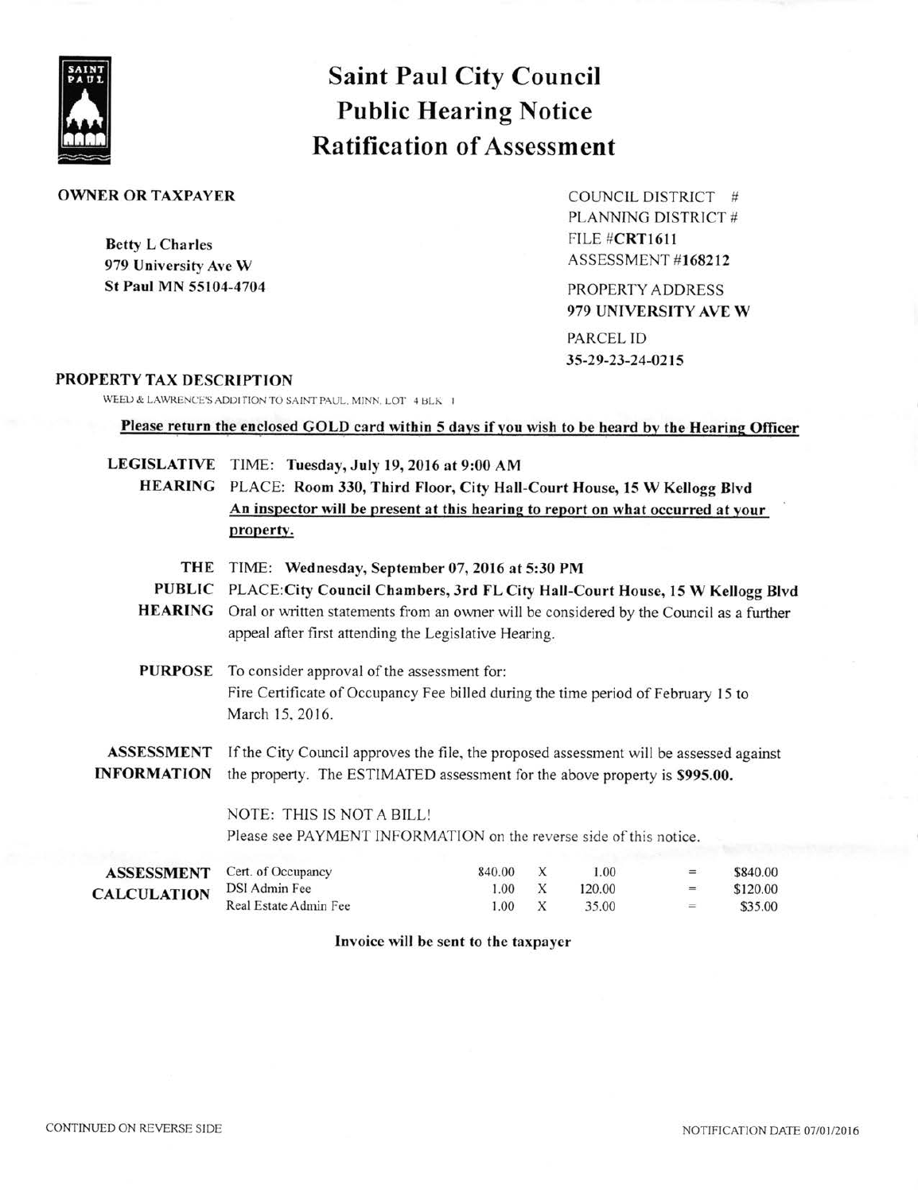# Saint Paul City Council
# Public Hearing Notice
# Ratification of Assessment

**OWNER OR TAXPAYER**

**Betty L Charles**
**979 University Ave W**
**St Paul MN 55104-4704**

COUNCIL DISTRICT #
PLANNING DISTRICT #
FILE #**CRT1611**
ASSESSMENT #**168212**

PROPERTY ADDRESS
**979 UNIVERSITY AVE W**

PARCEL ID
**35-29-23-24-0215**

**PROPERTY TAX DESCRIPTION**

WEED & LAWRENCE'S ADDITION TO SAINT PAUL, MINN. LOT 4 BLK 1

**Please return the enclosed GOLD card within 5 days if you wish to be heard by the Hearing Officer**

**LEGISLATIVE HEARING**
TIME: **Tuesday, July 19, 2016 at 9:00 AM**
PLACE: **Room 330, Third Floor, City Hall-Court House, 15 W Kellogg Blvd**
**An inspector will be present at this hearing to report on what occurred at your property.**

**THE PUBLIC HEARING**
TIME: **Wednesday, September 07, 2016 at 5:30 PM**
PLACE: **City Council Chambers, 3rd FL City Hall-Court House, 15 W Kellogg Blvd**
Oral or written statements from an owner will be considered by the Council as a further appeal after first attending the Legislative Hearing.

**PURPOSE**
To consider approval of the assessment for:
Fire Certificate of Occupancy Fee billed during the time period of February 15 to March 15, 2016.

**ASSESSMENT INFORMATION**
If the City Council approves the file, the proposed assessment will be assessed against the property. The ESTIMATED assessment for the above property is **$995.00.**

NOTE: THIS IS NOT A BILL!
Please see PAYMENT INFORMATION on the reverse side of this notice.

**ASSESSMENT CALCULATION**

| | | | | | |
|---|---|---|---|---|---|
| Cert. of Occupancy | 840.00 | X | 1.00 | = | $840.00 |
| DSI Admin Fee | 1.00 | X | 120.00 | = | $120.00 |
| Real Estate Admin Fee | 1.00 | X | 35.00 | = | $35.00 |

**Invoice will be sent to the taxpayer**

CONTINUED ON REVERSE SIDE

NOTIFICATION DATE 07/01/2016